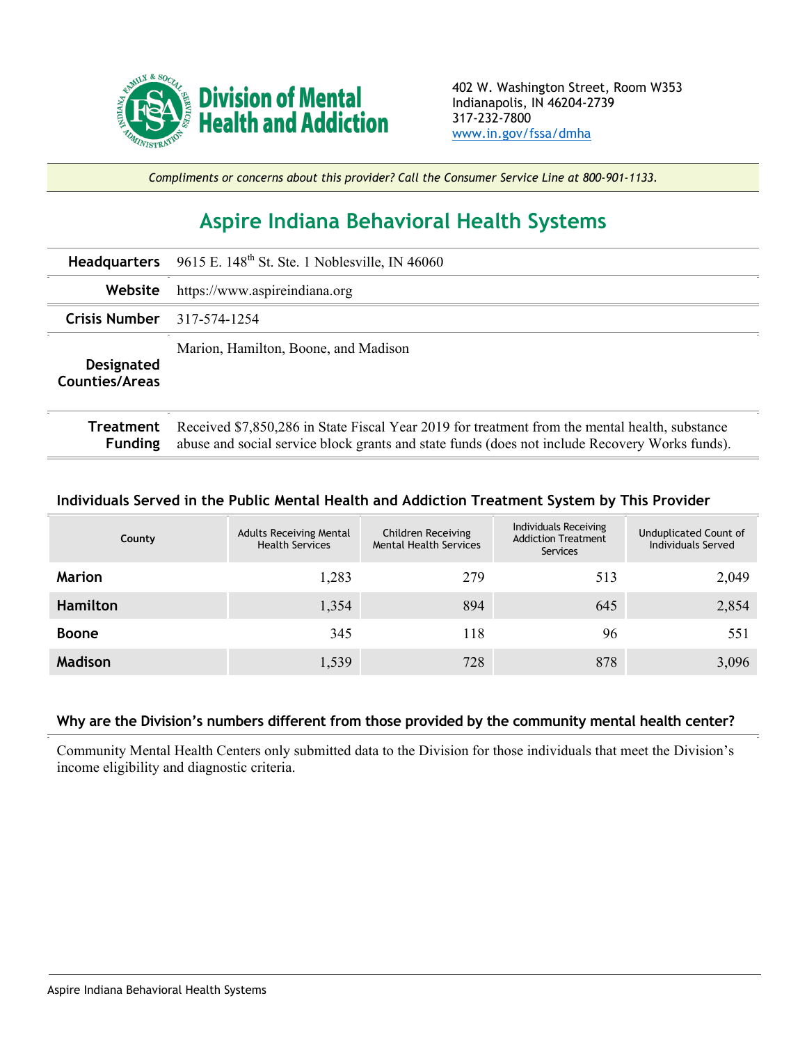**Division of Mental Health and Addiction**

402 W. Washington Street, Room W353
Indianapolis, IN 46204-2739
317-232-7800
www.in.gov/fssa/dmha

*Compliments or concerns about this provider? Call the Consumer Service Line at 800-901-1133.*

# Aspire Indiana Behavioral Health Systems

| | |
|---|---|
| **Headquarters** | 9615 E. 148th St. Ste. 1 Noblesville, IN 46060 |
| **Website** | https://www.aspireindiana.org |
| **Crisis Number** | 317-574-1254 |
| **Designated Counties/Areas** | Marion, Hamilton, Boone, and Madison |
| **Treatment Funding** | Received $7,850,286 in State Fiscal Year 2019 for treatment from the mental health, substance abuse and social service block grants and state funds (does not include Recovery Works funds). |

### Individuals Served in the Public Mental Health and Addiction Treatment System by This Provider

| County | Adults Receiving Mental Health Services | Children Receiving Mental Health Services | Individuals Receiving Addiction Treatment Services | Unduplicated Count of Individuals Served |
|---|---|---|---|---|
| **Marion** | 1,283 | 279 | 513 | 2,049 |
| **Hamilton** | 1,354 | 894 | 645 | 2,854 |
| **Boone** | 345 | 118 | 96 | 551 |
| **Madison** | 1,539 | 728 | 878 | 3,096 |

### Why are the Division's numbers different from those provided by the community mental health center?

Community Mental Health Centers only submitted data to the Division for those individuals that meet the Division's income eligibility and diagnostic criteria.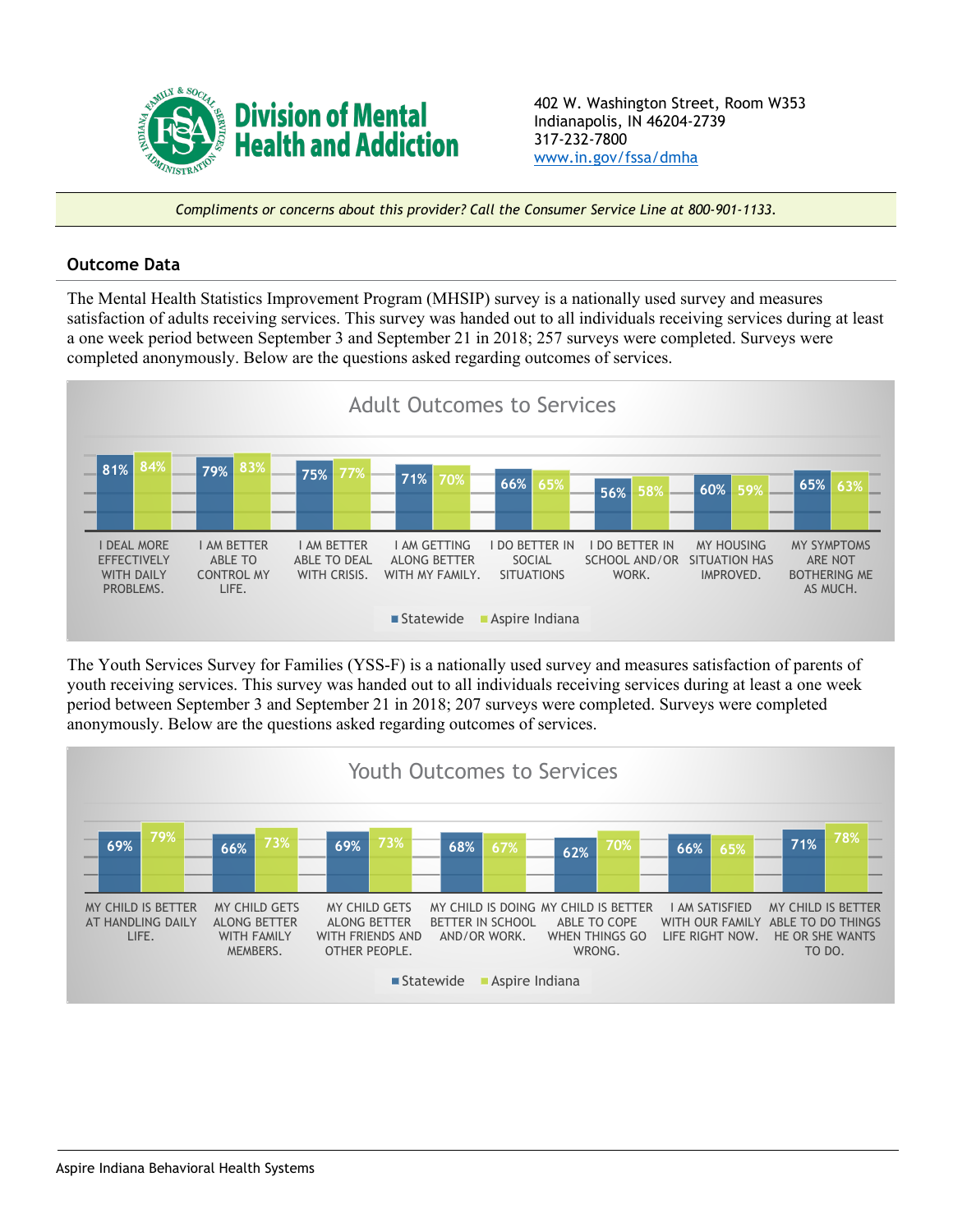Division of Mental Health and Addiction

402 W. Washington Street, Room W353
Indianapolis, IN 46204-2739
317-232-7800
www.in.gov/fssa/dmha

*Compliments or concerns about this provider? Call the Consumer Service Line at 800-901-1133.*

## Outcome Data

The Mental Health Statistics Improvement Program (MHSIP) survey is a nationally used survey and measures satisfaction of adults receiving services. This survey was handed out to all individuals receiving services during at least a one week period between September 3 and September 21 in 2018; 257 surveys were completed. Surveys were completed anonymously. Below are the questions asked regarding outcomes of services.

Adult Outcomes to Services

81% 84%
I DEAL MORE EFFECTIVELY WITH DAILY PROBLEMS.

79% 83%
I AM BETTER ABLE TO CONTROL MY LIFE.

75% 77%
I AM BETTER ABLE TO DEAL WITH CRISIS.

71% 70%
I AM GETTING ALONG BETTER WITH MY FAMILY.

66% 65%
I DO BETTER IN SOCIAL SITUATIONS

56% 58%
I DO BETTER IN SCHOOL AND/OR WORK.

60% 59%
MY HOUSING SITUATION HAS IMPROVED.

65% 63%
MY SYMPTOMS ARE NOT BOTHERING ME AS MUCH.

Statewide
Aspire Indiana

The Youth Services Survey for Families (YSS-F) is a nationally used survey and measures satisfaction of parents of youth receiving services. This survey was handed out to all individuals receiving services during at least a one week period between September 3 and September 21 in 2018; 207 surveys were completed. Surveys were completed anonymously. Below are the questions asked regarding outcomes of services.

Youth Outcomes to Services

69% 79%
MY CHILD IS BETTER AT HANDLING DAILY LIFE.

66% 73%
MY CHILD GETS ALONG BETTER WITH FAMILY MEMBERS.

69% 73%
MY CHILD GETS ALONG BETTER WITH FRIENDS AND OTHER PEOPLE.

68% 67%
MY CHILD IS DOING BETTER IN SCHOOL AND/OR WORK.

62% 70%
MY CHILD IS BETTER ABLE TO COPE WHEN THINGS GO WRONG.

66% 65%
I AM SATISFIED WITH OUR FAMILY LIFE RIGHT NOW.

71% 78%
MY CHILD IS BETTER ABLE TO DO THINGS HE OR SHE WANTS TO DO.

Statewide
Aspire Indiana